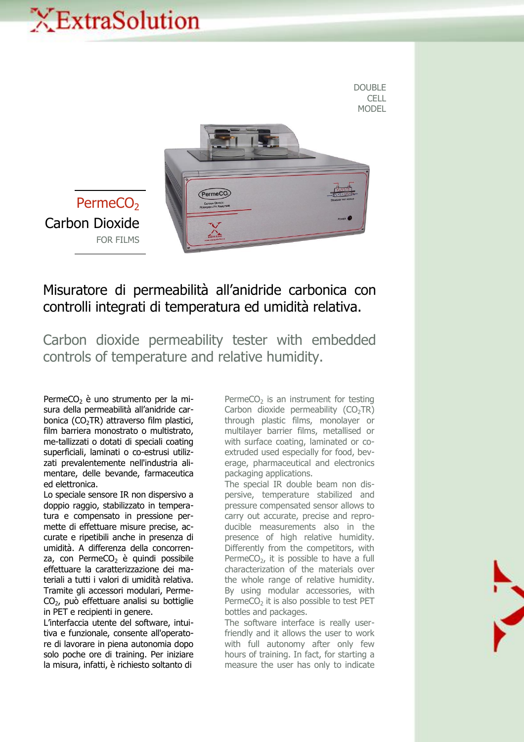ExtraSolution

DOUBLE CELL MODEL

# $PermeCO_2$

## Carbon Dioxide

FOR FILMS

## Misuratore di permeabilità all'anidride carbonica con controlli integrati di temperatura ed umidità relativa.

## Carbon dioxide permeability tester with embedded controls of temperature and relative humidity.

$PermeCO_2$ è uno strumento per la misura della permeabilità all'anidride carbonica ($CO_2TR$) attraverso film plastici, film barriera monostrato o multistrato, me-tallizzati o dotati di speciali coating superficiali, laminati o co-estrusi utilizzati prevalentemente nell'industria alimentare, delle bevande, farmaceutica ed elettronica.
Lo speciale sensore IR non dispersivo a doppio raggio, stabilizzato in temperatura e compensato in pressione permette di effettuare misure precise, accurate e ripetibili anche in presenza di umidità. A differenza della concorrenza, con $PermeCO_2$ è quindi possibile effettuare la caratterizzazione dei materiali a tutti i valori di umidità relativa.
Tramite gli accessori modulari, $PermeCO_2$, può effettuare analisi su bottiglie in PET e recipienti in genere.
L'interfaccia utente del software, intuitiva e funzionale, consente all'operatore di lavorare in piena autonomia dopo solo poche ore di training. Per iniziare la misura, infatti, è richiesto soltanto di

$PermeCO_2$ is an instrument for testing Carbon dioxide permeability ($CO_2TR$) through plastic films, monolayer or multilayer barrier films, metallised or with surface coating, laminated or co-extruded used especially for food, beverage, pharmaceutical and electronics packaging applications.
The special IR double beam non dispersive, temperature stabilized and pressure compensated sensor allows to carry out accurate, precise and reproducible measurements also in the presence of high relative humidity. Differently from the competitors, with $PermeCO_2$, it is possible to have a full characterization of the materials over the whole range of relative humidity.
By using modular accessories, with $PermeCO_2$ it is also possible to test PET bottles and packages.
The software interface is really user-friendly and it allows the user to work with full autonomy after only few hours of training. In fact, for starting a measure the user has only to indicate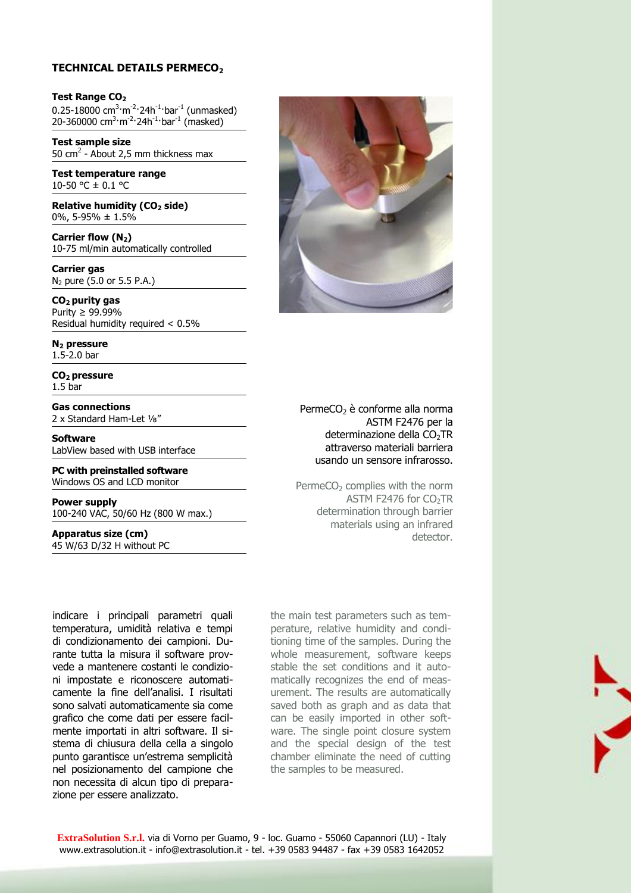## TECHNICAL DETAILS PERMECO$_2$

**Test Range $CO_2$**
0.25-18000 $cm^3 \cdot m^{-2} \cdot 24h^{-1} \cdot bar^{-1}$ (unmasked)
20-360000 $cm^3 \cdot m^{-2} \cdot 24h^{-1} \cdot bar^{-1}$ (masked)

**Test sample size**
50 $cm^2$ - About 2,5 mm thickness max

**Test temperature range**
10-50 °C ± 0.1 °C

**Relative humidity ($CO_2$ side)**
0%, 5-95% ± 1.5%

**Carrier flow ($N_2$)**
10-75 ml/min automatically controlled

**Carrier gas**
$N_2$ pure (5.0 or 5.5 P.A.)

**$CO_2$ purity gas**
Purity ≥ 99.99%
Residual humidity required < 0.5%

**$N_2$ pressure**
1.5-2.0 bar

**$CO_2$ pressure**
1.5 bar

**Gas connections**
2 x Standard Ham-Let ⅛"

**Software**
LabView based with USB interface

**PC with preinstalled software**
Windows OS and LCD monitor

**Power supply**
100-240 VAC, 50/60 Hz (800 W max.)

**Apparatus size (cm)**
45 W/63 D/32 H without PC

PermeCO$_2$ è conforme alla norma ASTM F2476 per la determinazione della $CO_2$TR attraverso materiali barriera usando un sensore infrarosso.

PermeCO$_2$ complies with the norm ASTM F2476 for $CO_2$TR determination through barrier materials using an infrared detector.

indicare i principali parametri quali temperatura, umidità relativa e tempi di condizionamento dei campioni. Durante tutta la misura il software provvede a mantenere costanti le condizioni impostate e riconoscere automaticamente la fine dell'analisi. I risultati sono salvati automaticamente sia come grafico che come dati per essere facilmente importati in altri software. Il sistema di chiusura della cella a singolo punto garantisce un'estrema semplicità nel posizionamento del campione che non necessita di alcun tipo di preparazione per essere analizzato.

the main test parameters such as temperature, relative humidity and conditioning time of the samples. During the whole measurement, software keeps stable the set conditions and it automatically recognizes the end of measurement. The results are automatically saved both as graph and as data that can be easily imported in other software. The single point closure system and the special design of the test chamber eliminate the need of cutting the samples to be measured.

**ExtraSolution S.r.l.** via di Vorno per Guamo, 9 - loc. Guamo - 55060 Capannori (LU) - Italy
www.extrasolution.it - info@extrasolution.it - tel. +39 0583 94487 - fax +39 0583 1642052